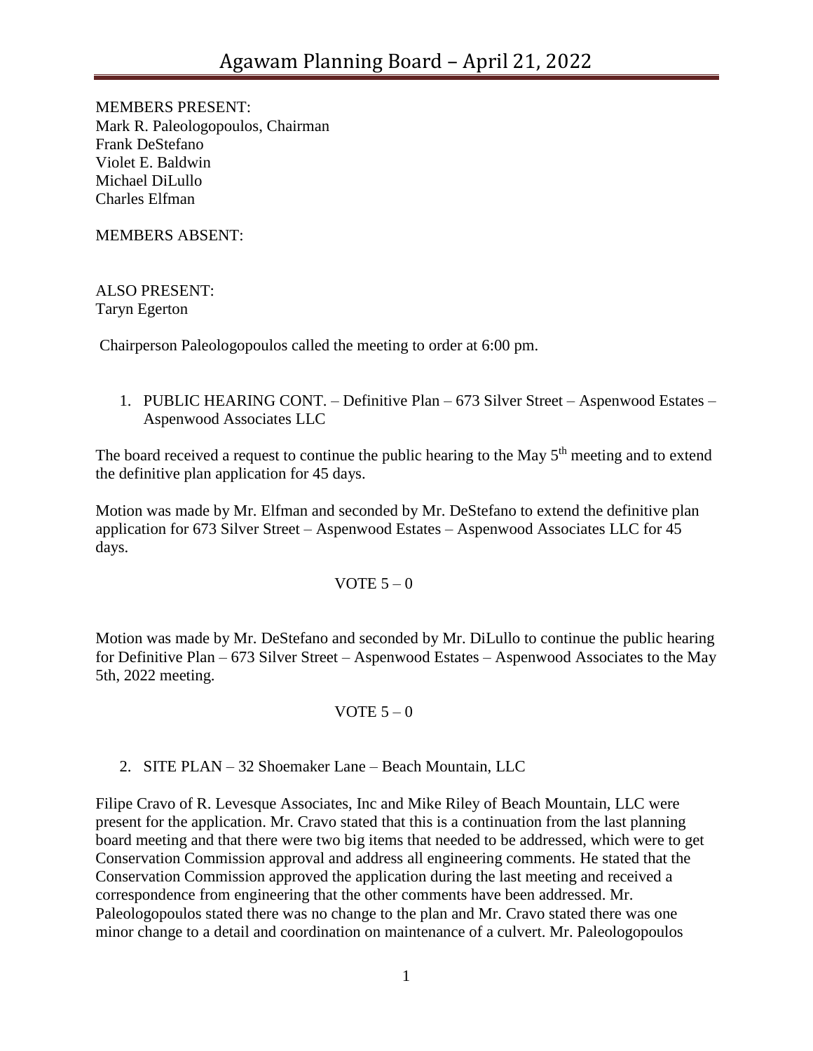# Agawam Planning Board – April 21, 2022

MEMBERS PRESENT:
Mark R. Paleologopoulos, Chairman
Frank DeStefano
Violet E. Baldwin
Michael DiLullo
Charles Elfman

MEMBERS ABSENT:

ALSO PRESENT:
Taryn Egerton

Chairperson Paleologopoulos called the meeting to order at 6:00 pm.

1. PUBLIC HEARING CONT. – Definitive Plan – 673 Silver Street – Aspenwood Estates – Aspenwood Associates LLC

The board received a request to continue the public hearing to the May 5th meeting and to extend the definitive plan application for 45 days.

Motion was made by Mr. Elfman and seconded by Mr. DeStefano to extend the definitive plan application for 673 Silver Street – Aspenwood Estates – Aspenwood Associates LLC for 45 days.

VOTE 5 – 0

Motion was made by Mr. DeStefano and seconded by Mr. DiLullo to continue the public hearing for Definitive Plan – 673 Silver Street – Aspenwood Estates – Aspenwood Associates to the May 5th, 2022 meeting.

VOTE 5 – 0

2. SITE PLAN – 32 Shoemaker Lane – Beach Mountain, LLC

Filipe Cravo of R. Levesque Associates, Inc and Mike Riley of Beach Mountain, LLC were present for the application. Mr. Cravo stated that this is a continuation from the last planning board meeting and that there were two big items that needed to be addressed, which were to get Conservation Commission approval and address all engineering comments. He stated that the Conservation Commission approved the application during the last meeting and received a correspondence from engineering that the other comments have been addressed. Mr. Paleologopoulos stated there was no change to the plan and Mr. Cravo stated there was one minor change to a detail and coordination on maintenance of a culvert. Mr. Paleologopoulos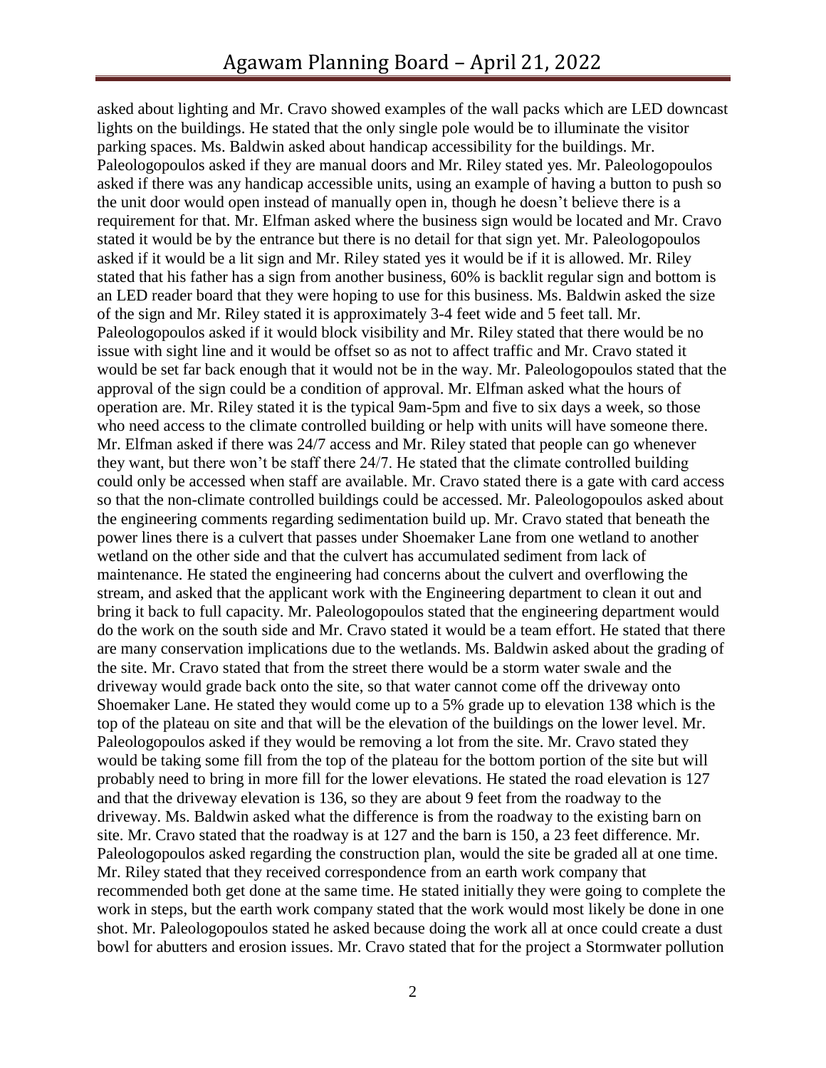asked about lighting and Mr. Cravo showed examples of the wall packs which are LED downcast lights on the buildings. He stated that the only single pole would be to illuminate the visitor parking spaces. Ms. Baldwin asked about handicap accessibility for the buildings. Mr. Paleologopoulos asked if they are manual doors and Mr. Riley stated yes. Mr. Paleologopoulos asked if there was any handicap accessible units, using an example of having a button to push so the unit door would open instead of manually open in, though he doesn't believe there is a requirement for that. Mr. Elfman asked where the business sign would be located and Mr. Cravo stated it would be by the entrance but there is no detail for that sign yet. Mr. Paleologopoulos asked if it would be a lit sign and Mr. Riley stated yes it would be if it is allowed. Mr. Riley stated that his father has a sign from another business, 60% is backlit regular sign and bottom is an LED reader board that they were hoping to use for this business. Ms. Baldwin asked the size of the sign and Mr. Riley stated it is approximately 3-4 feet wide and 5 feet tall. Mr. Paleologopoulos asked if it would block visibility and Mr. Riley stated that there would be no issue with sight line and it would be offset so as not to affect traffic and Mr. Cravo stated it would be set far back enough that it would not be in the way. Mr. Paleologopoulos stated that the approval of the sign could be a condition of approval. Mr. Elfman asked what the hours of operation are. Mr. Riley stated it is the typical 9am-5pm and five to six days a week, so those who need access to the climate controlled building or help with units will have someone there. Mr. Elfman asked if there was 24/7 access and Mr. Riley stated that people can go whenever they want, but there won't be staff there 24/7. He stated that the climate controlled building could only be accessed when staff are available. Mr. Cravo stated there is a gate with card access so that the non-climate controlled buildings could be accessed. Mr. Paleologopoulos asked about the engineering comments regarding sedimentation build up. Mr. Cravo stated that beneath the power lines there is a culvert that passes under Shoemaker Lane from one wetland to another wetland on the other side and that the culvert has accumulated sediment from lack of maintenance. He stated the engineering had concerns about the culvert and overflowing the stream, and asked that the applicant work with the Engineering department to clean it out and bring it back to full capacity. Mr. Paleologopoulos stated that the engineering department would do the work on the south side and Mr. Cravo stated it would be a team effort. He stated that there are many conservation implications due to the wetlands. Ms. Baldwin asked about the grading of the site. Mr. Cravo stated that from the street there would be a storm water swale and the driveway would grade back onto the site, so that water cannot come off the driveway onto Shoemaker Lane. He stated they would come up to a 5% grade up to elevation 138 which is the top of the plateau on site and that will be the elevation of the buildings on the lower level. Mr. Paleologopoulos asked if they would be removing a lot from the site. Mr. Cravo stated they would be taking some fill from the top of the plateau for the bottom portion of the site but will probably need to bring in more fill for the lower elevations. He stated the road elevation is 127 and that the driveway elevation is 136, so they are about 9 feet from the roadway to the driveway. Ms. Baldwin asked what the difference is from the roadway to the existing barn on site. Mr. Cravo stated that the roadway is at 127 and the barn is 150, a 23 feet difference. Mr. Paleologopoulos asked regarding the construction plan, would the site be graded all at one time. Mr. Riley stated that they received correspondence from an earth work company that recommended both get done at the same time. He stated initially they were going to complete the work in steps, but the earth work company stated that the work would most likely be done in one shot. Mr. Paleologopoulos stated he asked because doing the work all at once could create a dust bowl for abutters and erosion issues. Mr. Cravo stated that for the project a Stormwater pollution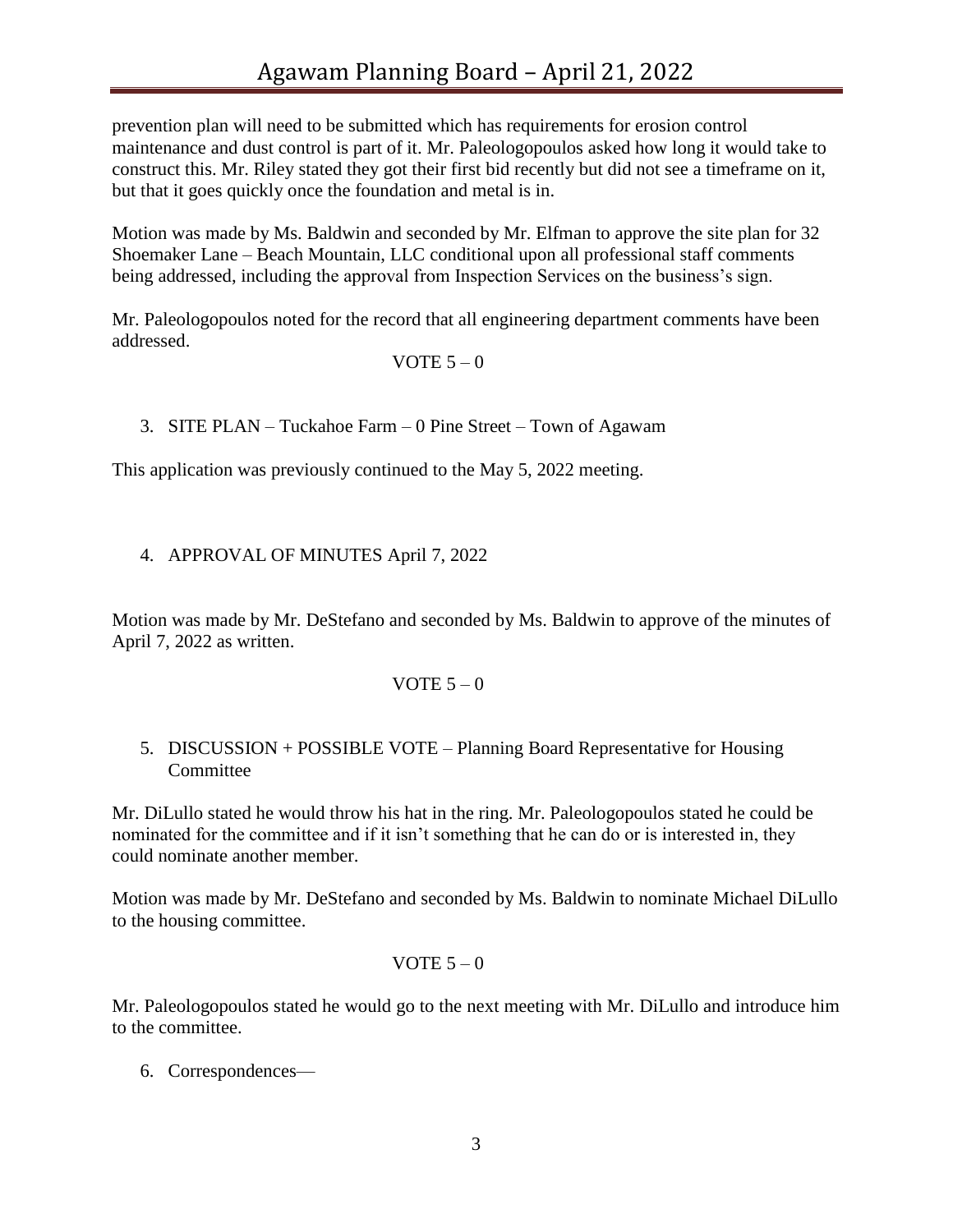prevention plan will need to be submitted which has requirements for erosion control maintenance and dust control is part of it. Mr. Paleologopoulos asked how long it would take to construct this. Mr. Riley stated they got their first bid recently but did not see a timeframe on it, but that it goes quickly once the foundation and metal is in.

Motion was made by Ms. Baldwin and seconded by Mr. Elfman to approve the site plan for 32 Shoemaker Lane – Beach Mountain, LLC conditional upon all professional staff comments being addressed, including the approval from Inspection Services on the business's sign.

Mr. Paleologopoulos noted for the record that all engineering department comments have been addressed.

VOTE 5 – 0

3. SITE PLAN – Tuckahoe Farm – 0 Pine Street – Town of Agawam

This application was previously continued to the May 5, 2022 meeting.

4. APPROVAL OF MINUTES April 7, 2022

Motion was made by Mr. DeStefano and seconded by Ms. Baldwin to approve of the minutes of April 7, 2022 as written.

VOTE 5 – 0

5. DISCUSSION + POSSIBLE VOTE – Planning Board Representative for Housing Committee

Mr. DiLullo stated he would throw his hat in the ring. Mr. Paleologopoulos stated he could be nominated for the committee and if it isn't something that he can do or is interested in, they could nominate another member.

Motion was made by Mr. DeStefano and seconded by Ms. Baldwin to nominate Michael DiLullo to the housing committee.

VOTE 5 – 0

Mr. Paleologopoulos stated he would go to the next meeting with Mr. DiLullo and introduce him to the committee.

6. Correspondences—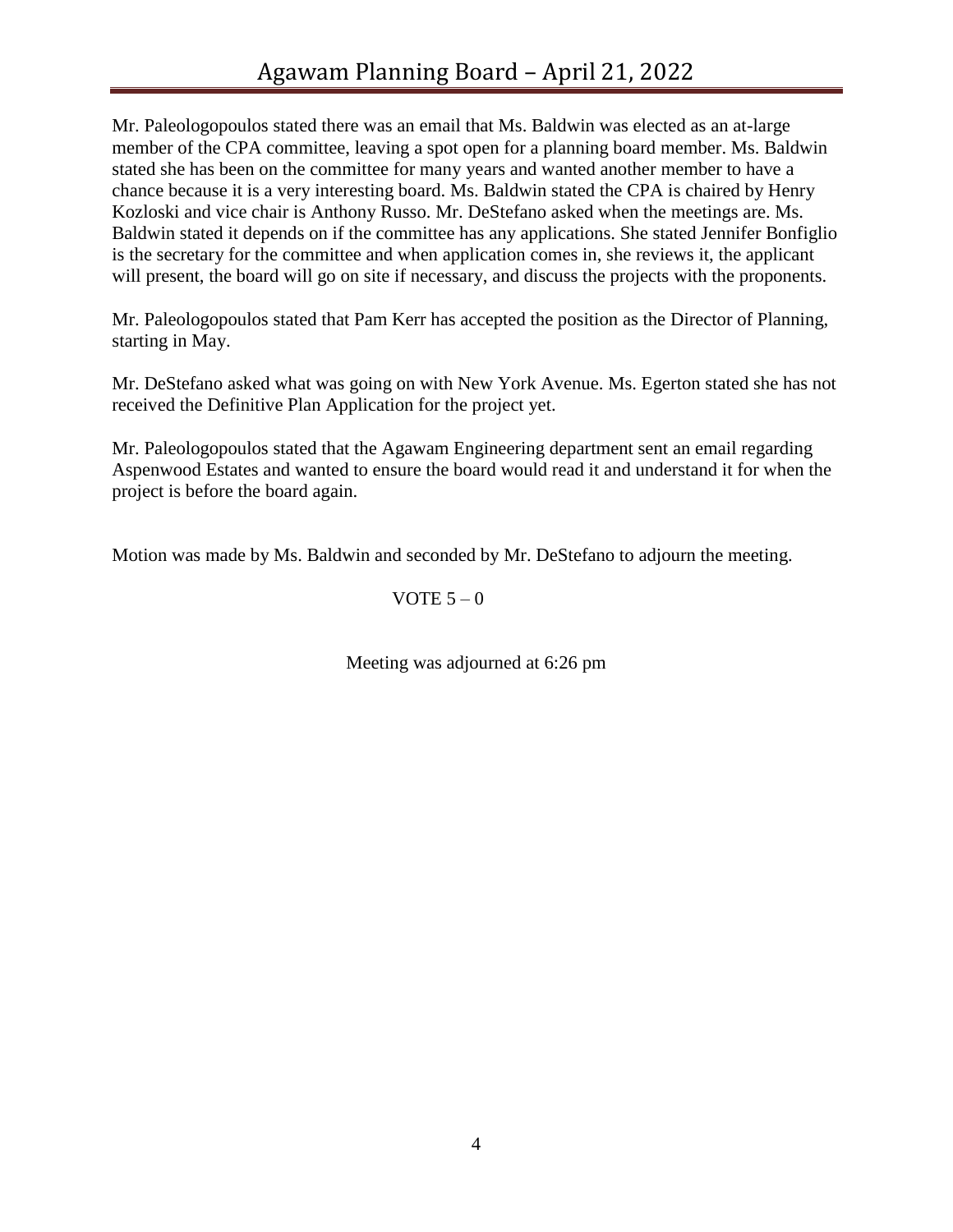Mr. Paleologopoulos stated there was an email that Ms. Baldwin was elected as an at-large member of the CPA committee, leaving a spot open for a planning board member. Ms. Baldwin stated she has been on the committee for many years and wanted another member to have a chance because it is a very interesting board. Ms. Baldwin stated the CPA is chaired by Henry Kozloski and vice chair is Anthony Russo. Mr. DeStefano asked when the meetings are. Ms. Baldwin stated it depends on if the committee has any applications. She stated Jennifer Bonfiglio is the secretary for the committee and when application comes in, she reviews it, the applicant will present, the board will go on site if necessary, and discuss the projects with the proponents.

Mr. Paleologopoulos stated that Pam Kerr has accepted the position as the Director of Planning, starting in May.

Mr. DeStefano asked what was going on with New York Avenue. Ms. Egerton stated she has not received the Definitive Plan Application for the project yet.

Mr. Paleologopoulos stated that the Agawam Engineering department sent an email regarding Aspenwood Estates and wanted to ensure the board would read it and understand it for when the project is before the board again.

Motion was made by Ms. Baldwin and seconded by Mr. DeStefano to adjourn the meeting.

VOTE 5 – 0

Meeting was adjourned at 6:26 pm